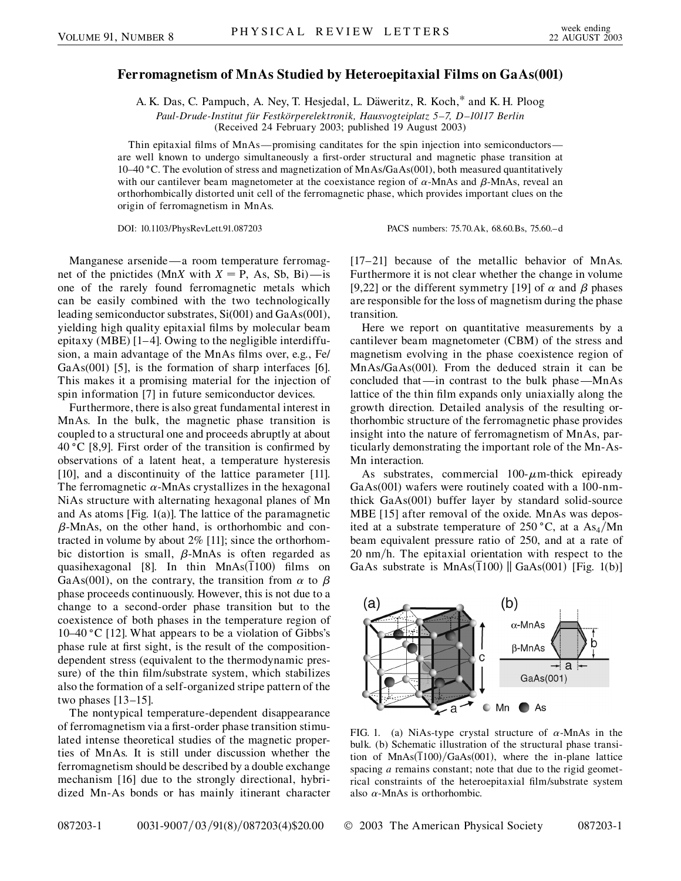# Ferromagnetism of MnAs Studied by Heteroepitaxial Films on GaAs(001)

A. K. Das, C. Pampuch, A. Ney, T. Hesjedal, L. Däweritz, R. Koch,* and K. H. Ploog

*Paul-Drude-Institut für Festkörperelektronik, Hausvogteiplatz 5–7, D–10117 Berlin*
(Received 24 February 2003; published 19 August 2003)

Thin epitaxial films of MnAs—promising canditates for the spin injection into semiconductors—are well known to undergo simultaneously a first-order structural and magnetic phase transition at 10–40 °C. The evolution of stress and magnetization of MnAs/GaAs(001), both measured quantitatively with our cantilever beam magnetometer at the coexistance region of $\alpha$-MnAs and $\beta$-MnAs, reveal an orthorhombically distorted unit cell of the ferromagnetic phase, which provides important clues on the origin of ferromagnetism in MnAs.

DOI: 10.1103/PhysRevLett.91.087203 PACS numbers: 75.70.Ak, 68.60.Bs, 75.60.–d

Manganese arsenide—a room temperature ferromagnet of the pnictides (Mn$X$ with $X$ = P, As, Sb, Bi)—is one of the rarely found ferromagnetic metals which can be easily combined with the two technologically leading semiconductor substrates, Si(001) and GaAs(001), yielding high quality epitaxial films by molecular beam epitaxy (MBE) [1–4]. Owing to the negligible interdiffusion, a main advantage of the MnAs films over, e.g., Fe/GaAs(001) [5], is the formation of sharp interfaces [6]. This makes it a promising material for the injection of spin information [7] in future semiconductor devices.

Furthermore, there is also great fundamental interest in MnAs. In the bulk, the magnetic phase transition is coupled to a structural one and proceeds abruptly at about 40 °C [8,9]. First order of the transition is confirmed by observations of a latent heat, a temperature hysteresis [10], and a discontinuity of the lattice parameter [11]. The ferromagnetic $\alpha$-MnAs crystallizes in the hexagonal NiAs structure with alternating hexagonal planes of Mn and As atoms [Fig. 1(a)]. The lattice of the paramagnetic $\beta$-MnAs, on the other hand, is orthorhombic and contracted in volume by about 2% [11]; since the orthorhombic distortion is small, $\beta$-MnAs is often regarded as quasihexagonal [8]. In thin MnAs($\bar{1}100$) films on GaAs(001), on the contrary, the transition from $\alpha$ to $\beta$ phase proceeds continuously. However, this is not due to a change to a second-order phase transition but to the coexistence of both phases in the temperature region of 10–40 °C [12]. What appears to be a violation of Gibbs's phase rule at first sight, is the result of the composition-dependent stress (equivalent to the thermodynamic pressure) of the thin film/substrate system, which stabilizes also the formation of a self-organized stripe pattern of the two phases [13–15].

The nontypical temperature-dependent disappearance of ferromagnetism via a first-order phase transition stimulated intense theoretical studies of the magnetic properties of MnAs. It is still under discussion whether the ferromagnetism should be described by a double exchange mechanism [16] due to the strongly directional, hybridized Mn-As bonds or has mainly itinerant character [17–21] because of the metallic behavior of MnAs. Furthermore it is not clear whether the change in volume [9,22] or the different symmetry [19] of $\alpha$ and $\beta$ phases are responsible for the loss of magnetism during the phase transition.

Here we report on quantitative measurements by a cantilever beam magnetometer (CBM) of the stress and magnetism evolving in the phase coexistence region of MnAs/GaAs(001). From the deduced strain it can be concluded that—in contrast to the bulk phase—MnAs lattice of the thin film expands only uniaxially along the growth direction. Detailed analysis of the resulting orthorhombic structure of the ferromagnetic phase provides insight into the nature of ferromagnetism of MnAs, particularly demonstrating the important role of the Mn-As-Mn interaction.

As substrates, commercial 100-$\mu$m-thick epiready GaAs(001) wafers were routinely coated with a 100-nm-thick GaAs(001) buffer layer by standard solid-source MBE [15] after removal of the oxide. MnAs was deposited at a substrate temperature of 250 °C, at a $As_4$/Mn beam equivalent pressure ratio of 250, and at a rate of 20 nm/h. The epitaxial orientation with respect to the GaAs substrate is MnAs($\bar{1}100$) ∥ GaAs(001) [Fig. 1(b)]

(a)

c

a

Mn As

(b)

$\alpha$-MnAs

$\beta$-MnAs

b

a

GaAs(001)

FIG. 1. (a) NiAs-type crystal structure of $\alpha$-MnAs in the bulk. (b) Schematic illustration of the structural phase transition of MnAs($\bar{1}100$)/GaAs(001), where the in-plane lattice spacing $a$ remains constant; note that due to the rigid geometrical constraints of the heteroepitaxial film/substrate system also $\alpha$-MnAs is orthorhombic.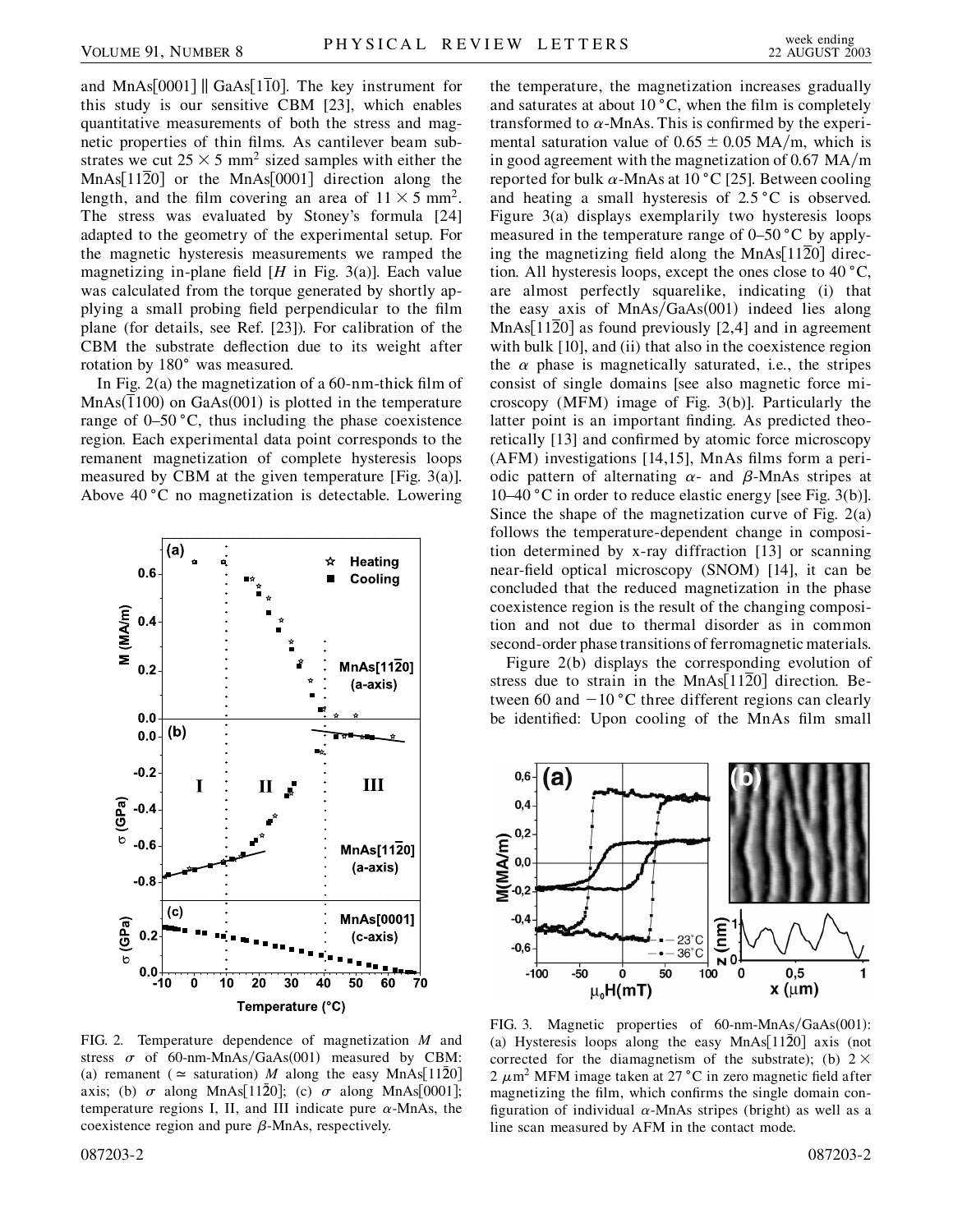and MnAs[0001] ∥ GaAs[1$\bar{1}$0]. The key instrument for this study is our sensitive CBM [23], which enables quantitative measurements of both the stress and magnetic properties of thin films. As cantilever beam substrates we cut $25 \times 5$ mm$^2$ sized samples with either the MnAs[11$\bar{2}$0] or the MnAs[0001] direction along the length, and the film covering an area of $11 \times 5$ mm$^2$. The stress was evaluated by Stoney's formula [24] adapted to the geometry of the experimental setup. For the magnetic hysteresis measurements we ramped the magnetizing in-plane field [$H$ in Fig. 3(a)]. Each value was calculated from the torque generated by shortly applying a small probing field perpendicular to the film plane (for details, see Ref. [23]). For calibration of the CBM the substrate deflection due to its weight after rotation by 180° was measured.

In Fig. 2(a) the magnetization of a 60-nm-thick film of MnAs($\bar{1}$100) on GaAs(001) is plotted in the temperature range of 0–50 °C, thus including the phase coexistence region. Each experimental data point corresponds to the remanent magnetization of complete hysteresis loops measured by CBM at the given temperature [Fig. 3(a)]. Above 40 °C no magnetization is detectable. Lowering the temperature, the magnetization increases gradually and saturates at about 10 °C, when the film is completely transformed to $\alpha$-MnAs. This is confirmed by the experimental saturation value of $0.65 \pm 0.05$ MA/m, which is in good agreement with the magnetization of 0.67 MA/m reported for bulk $\alpha$-MnAs at 10 °C [25]. Between cooling and heating a small hysteresis of 2.5 °C is observed. Figure 3(a) displays exemplarily two hysteresis loops measured in the temperature range of 0–50 °C by applying the magnetizing field along the MnAs[11$\bar{2}$0] direction. All hysteresis loops, except the ones close to 40 °C, are almost perfectly squarelike, indicating (i) that the easy axis of MnAs/GaAs(001) indeed lies along MnAs[11$\bar{2}$0] as found previously [2,4] and in agreement with bulk [10], and (ii) that also in the coexistence region the $\alpha$ phase is magnetically saturated, i.e., the stripes consist of single domains [see also magnetic force microscopy (MFM) image of Fig. 3(b)]. Particularly the latter point is an important finding. As predicted theoretically [13] and confirmed by atomic force microscopy (AFM) investigations [14,15], MnAs films form a periodic pattern of alternating $\alpha$- and $\beta$-MnAs stripes at 10–40 °C in order to reduce elastic energy [see Fig. 3(b)]. Since the shape of the magnetization curve of Fig. 2(a) follows the temperature-dependent change in composition determined by x-ray diffraction [13] or scanning near-field optical microscopy (SNOM) [14], it can be concluded that the reduced magnetization in the phase coexistence region is the result of the changing composition and not due to thermal disorder as in common second-order phase transitions of ferromagnetic materials.

Figure 2(b) displays the corresponding evolution of stress due to strain in the MnAs[11$\bar{2}$0] direction. Between 60 and −10 °C three different regions can clearly be identified: Upon cooling of the MnAs film small

(a)
Heating
Cooling
M (MA/m)
0.6
0.4
0.2
0.0
MnAs[11$\bar{2}$0]
(a-axis)
(b)
I II III
σ (GPa)
0.0
-0.2
-0.4
-0.6
-0.8
MnAs[11$\bar{2}$0]
(a-axis)
(c)
MnAs[0001]
(c-axis)
σ (GPa)
0.2
0.0
-10 0 10 20 30 40 50 60 70
Temperature (°C)

FIG. 2. Temperature dependence of magnetization $M$ and stress $\sigma$ of 60-nm-MnAs/GaAs(001) measured by CBM: (a) remanent ($\simeq$ saturation) $M$ along the easy MnAs[11$\bar{2}$0] axis; (b) $\sigma$ along MnAs[11$\bar{2}$0]; (c) $\sigma$ along MnAs[0001]; temperature regions I, II, and III indicate pure $\alpha$-MnAs, the coexistence region and pure $\beta$-MnAs, respectively.

(a)
(b)
M(MA/m)
0,6
0,4
0,2
0,0
-0,2
-0,4
-0,6
23°C
36°C
-100 -50 0 50 100
$\mu_0$H(mT)
z (nm)
1
0
0 0,5 1
x ($\mu$m)

FIG. 3. Magnetic properties of 60-nm-MnAs/GaAs(001): (a) Hysteresis loops along the easy MnAs[11$\bar{2}$0] axis (not corrected for the diamagnetism of the substrate); (b) $2 \times 2\ \mu$m$^2$ MFM image taken at 27 °C in zero magnetic field after magnetizing the film, which confirms the single domain configuration of individual $\alpha$-MnAs stripes (bright) as well as a line scan measured by AFM in the contact mode.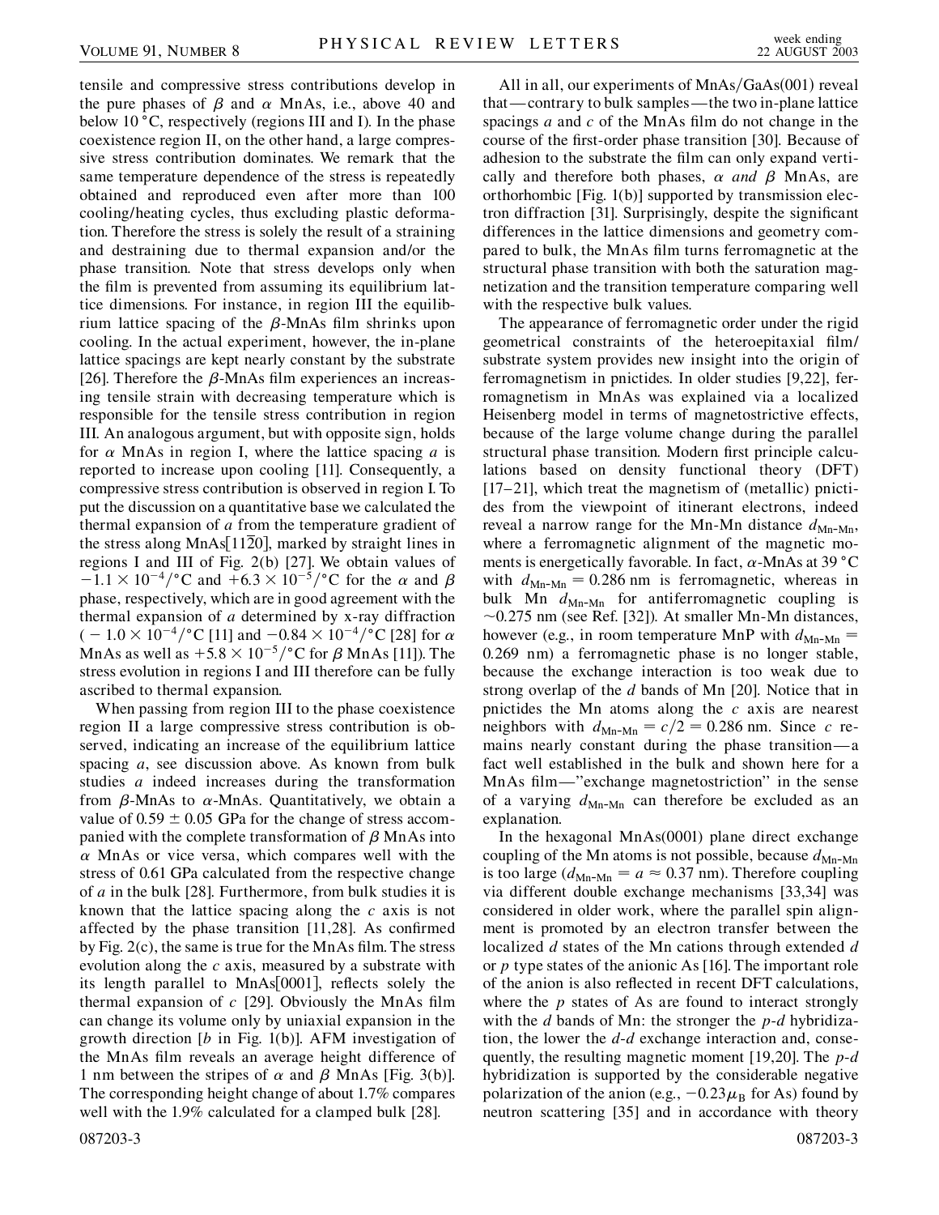tensile and compressive stress contributions develop in the pure phases of $\beta$ and $\alpha$ MnAs, i.e., above 40 and below 10 °C, respectively (regions III and I). In the phase coexistence region II, on the other hand, a large compressive stress contribution dominates. We remark that the same temperature dependence of the stress is repeatedly obtained and reproduced even after more than 100 cooling/heating cycles, thus excluding plastic deformation. Therefore the stress is solely the result of a straining and destraining due to thermal expansion and/or the phase transition. Note that stress develops only when the film is prevented from assuming its equilibrium lattice dimensions. For instance, in region III the equilibrium lattice spacing of the $\beta$-MnAs film shrinks upon cooling. In the actual experiment, however, the in-plane lattice spacings are kept nearly constant by the substrate [26]. Therefore the $\beta$-MnAs film experiences an increasing tensile strain with decreasing temperature which is responsible for the tensile stress contribution in region III. An analogous argument, but with opposite sign, holds for $\alpha$ MnAs in region I, where the lattice spacing $a$ is reported to increase upon cooling [11]. Consequently, a compressive stress contribution is observed in region I. To put the discussion on a quantitative base we calculated the thermal expansion of $a$ from the temperature gradient of the stress along MnAs[11$\bar{2}$0], marked by straight lines in regions I and III of Fig. 2(b) [27]. We obtain values of $-1.1 \times 10^{-4}$/°C and $+6.3 \times 10^{-5}$/°C for the $\alpha$ and $\beta$ phase, respectively, which are in good agreement with the thermal expansion of $a$ determined by x-ray diffraction ($-1.0 \times 10^{-4}$/°C [11] and $-0.84 \times 10^{-4}$/°C [28] for $\alpha$ MnAs as well as $+5.8 \times 10^{-5}$/°C for $\beta$ MnAs [11]). The stress evolution in regions I and III therefore can be fully ascribed to thermal expansion.

When passing from region III to the phase coexistence region II a large compressive stress contribution is observed, indicating an increase of the equilibrium lattice spacing $a$, see discussion above. As known from bulk studies $a$ indeed increases during the transformation from $\beta$-MnAs to $\alpha$-MnAs. Quantitatively, we obtain a value of 0.59 ± 0.05 GPa for the change of stress accompanied with the complete transformation of $\beta$ MnAs into $\alpha$ MnAs or vice versa, which compares well with the stress of 0.61 GPa calculated from the respective change of $a$ in the bulk [28]. Furthermore, from bulk studies it is known that the lattice spacing along the $c$ axis is not affected by the phase transition [11,28]. As confirmed by Fig. 2(c), the same is true for the MnAs film. The stress evolution along the $c$ axis, measured by a substrate with its length parallel to MnAs[0001], reflects solely the thermal expansion of $c$ [29]. Obviously the MnAs film can change its volume only by uniaxial expansion in the growth direction [$b$ in Fig. 1(b)]. AFM investigation of the MnAs film reveals an average height difference of 1 nm between the stripes of $\alpha$ and $\beta$ MnAs [Fig. 3(b)]. The corresponding height change of about 1.7% compares well with the 1.9% calculated for a clamped bulk [28].

All in all, our experiments of MnAs/GaAs(001) reveal that—contrary to bulk samples—the two in-plane lattice spacings $a$ and $c$ of the MnAs film do not change in the course of the first-order phase transition [30]. Because of adhesion to the substrate the film can only expand vertically and therefore both phases, *$\alpha$ and $\beta$* MnAs, are orthorhombic [Fig. 1(b)] supported by transmission electron diffraction [31]. Surprisingly, despite the significant differences in the lattice dimensions and geometry compared to bulk, the MnAs film turns ferromagnetic at the structural phase transition with both the saturation magnetization and the transition temperature comparing well with the respective bulk values.

The appearance of ferromagnetic order under the rigid geometrical constraints of the heteroepitaxial film/substrate system provides new insight into the origin of ferromagnetism in pnictides. In older studies [9,22], ferromagnetism in MnAs was explained via a localized Heisenberg model in terms of magnetostrictive effects, because of the large volume change during the parallel structural phase transition. Modern first principle calculations based on density functional theory (DFT) [17–21], which treat the magnetism of (metallic) pnictides from the viewpoint of itinerant electrons, indeed reveal a narrow range for the Mn-Mn distance $d_{\text{Mn-Mn}}$, where a ferromagnetic alignment of the magnetic moments is energetically favorable. In fact, $\alpha$-MnAs at 39 °C with $d_{\text{Mn-Mn}} = 0.286$ nm is ferromagnetic, whereas in bulk Mn $d_{\text{Mn-Mn}}$ for antiferromagnetic coupling is ~0.275 nm (see Ref. [32]). At smaller Mn-Mn distances, however (e.g., in room temperature MnP with $d_{\text{Mn-Mn}} =$ 0.269 nm) a ferromagnetic phase is no longer stable, because the exchange interaction is too weak due to strong overlap of the $d$ bands of Mn [20]. Notice that in pnictides the Mn atoms along the $c$ axis are nearest neighbors with $d_{\text{Mn-Mn}} = c/2 = 0.286$ nm. Since $c$ remains nearly constant during the phase transition—a fact well established in the bulk and shown here for a MnAs film—"exchange magnetostriction" in the sense of a varying $d_{\text{Mn-Mn}}$ can therefore be excluded as an explanation.

In the hexagonal MnAs(0001) plane direct exchange coupling of the Mn atoms is not possible, because $d_{\text{Mn-Mn}}$ is too large ($d_{\text{Mn-Mn}} = a \approx 0.37$ nm). Therefore coupling via different double exchange mechanisms [33,34] was considered in older work, where the parallel spin alignment is promoted by an electron transfer between the localized $d$ states of the Mn cations through extended $d$ or $p$ type states of the anionic As [16]. The important role of the anion is also reflected in recent DFT calculations, where the $p$ states of As are found to interact strongly with the $d$ bands of Mn: the stronger the $p$-$d$ hybridization, the lower the $d$-$d$ exchange interaction and, consequently, the resulting magnetic moment [19,20]. The $p$-$d$ hybridization is supported by the considerable negative polarization of the anion (e.g., $-0.23\mu_B$ for As) found by neutron scattering [35] and in accordance with theory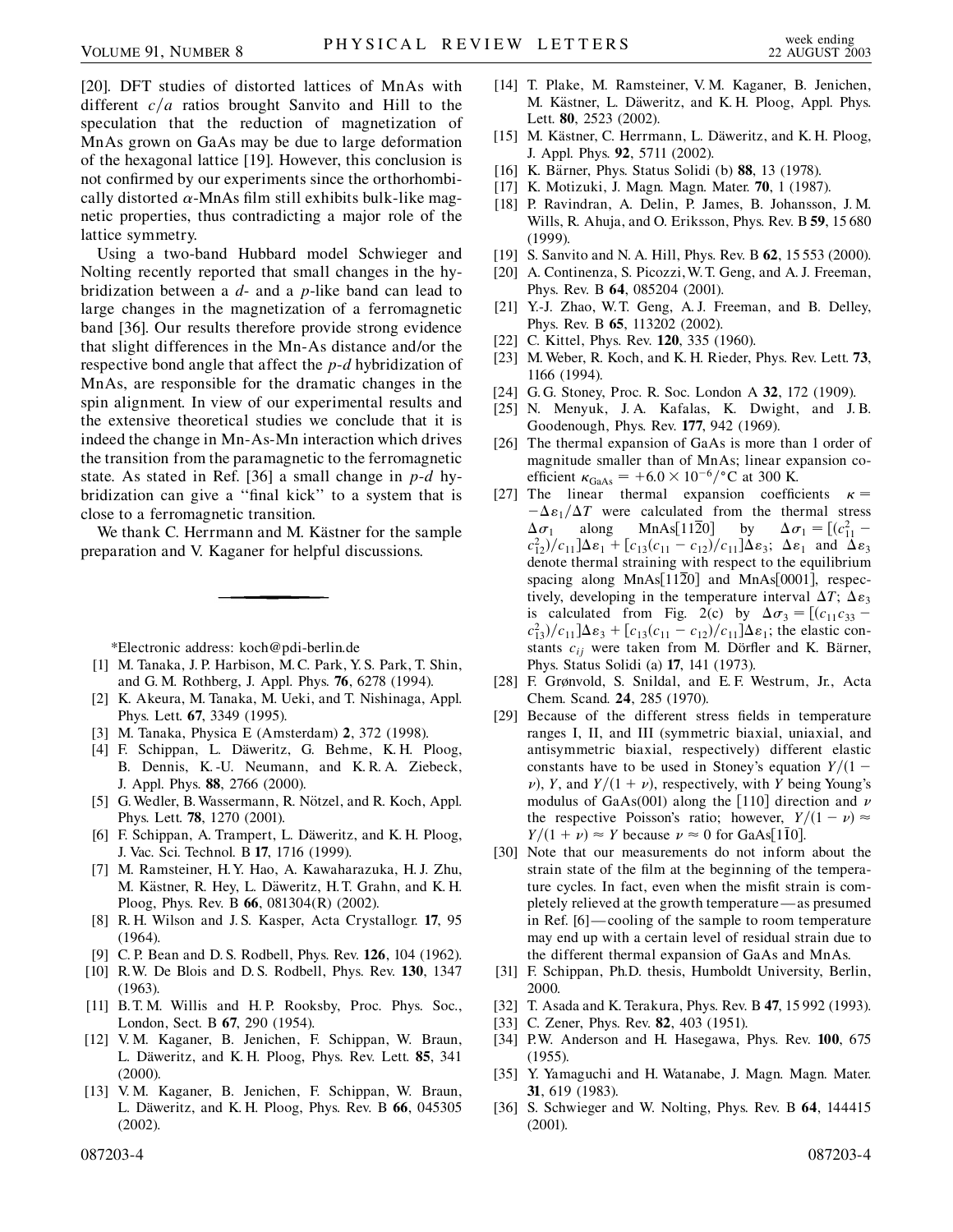[20]. DFT studies of distorted lattices of MnAs with different $c/a$ ratios brought Sanvito and Hill to the speculation that the reduction of magnetization of MnAs grown on GaAs may be due to large deformation of the hexagonal lattice [19]. However, this conclusion is not confirmed by our experiments since the orthorhombically distorted $\alpha$-MnAs film still exhibits bulk-like magnetic properties, thus contradicting a major role of the lattice symmetry.

Using a two-band Hubbard model Schwieger and Nolting recently reported that small changes in the hybridization between a $d$- and a $p$-like band can lead to large changes in the magnetization of a ferromagnetic band [36]. Our results therefore provide strong evidence that slight differences in the Mn-As distance and/or the respective bond angle that affect the $p$-$d$ hybridization of MnAs, are responsible for the dramatic changes in the spin alignment. In view of our experimental results and the extensive theoretical studies we conclude that it is indeed the change in Mn-As-Mn interaction which drives the transition from the paramagnetic to the ferromagnetic state. As stated in Ref. [36] a small change in $p$-$d$ hybridization can give a "final kick" to a system that is close to a ferromagnetic transition.

We thank C. Herrmann and M. Kästner for the sample preparation and V. Kaganer for helpful discussions.

---

*Electronic address: koch@pdi-berlin.de

[1] M. Tanaka, J. P. Harbison, M. C. Park, Y. S. Park, T. Shin, and G. M. Rothberg, J. Appl. Phys. **76**, 6278 (1994).

[2] K. Akeura, M. Tanaka, M. Ueki, and T. Nishinaga, Appl. Phys. Lett. **67**, 3349 (1995).

[3] M. Tanaka, Physica E (Amsterdam) **2**, 372 (1998).

[4] F. Schippan, L. Däweritz, G. Behme, K. H. Ploog, B. Dennis, K.-U. Neumann, and K. R. A. Ziebeck, J. Appl. Phys. **88**, 2766 (2000).

[5] G. Wedler, B. Wassermann, R. Nötzel, and R. Koch, Appl. Phys. Lett. **78**, 1270 (2001).

[6] F. Schippan, A. Trampert, L. Däweritz, and K. H. Ploog, J. Vac. Sci. Technol. B **17**, 1716 (1999).

[7] M. Ramsteiner, H. Y. Hao, A. Kawaharazuka, H. J. Zhu, M. Kästner, R. Hey, L. Däweritz, H. T. Grahn, and K. H. Ploog, Phys. Rev. B **66**, 081304(R) (2002).

[8] R. H. Wilson and J. S. Kasper, Acta Crystallogr. **17**, 95 (1964).

[9] C. P. Bean and D. S. Rodbell, Phys. Rev. **126**, 104 (1962).

[10] R. W. De Blois and D. S. Rodbell, Phys. Rev. **130**, 1347 (1963).

[11] B. T. M. Willis and H. P. Rooksby, Proc. Phys. Soc., London, Sect. B **67**, 290 (1954).

[12] V. M. Kaganer, B. Jenichen, F. Schippan, W. Braun, L. Däweritz, and K. H. Ploog, Phys. Rev. Lett. **85**, 341 (2000).

[13] V. M. Kaganer, B. Jenichen, F. Schippan, W. Braun, L. Däweritz, and K. H. Ploog, Phys. Rev. B **66**, 045305 (2002).

[14] T. Plake, M. Ramsteiner, V. M. Kaganer, B. Jenichen, M. Kästner, L. Däweritz, and K. H. Ploog, Appl. Phys. Lett. **80**, 2523 (2002).

[15] M. Kästner, C. Herrmann, L. Däweritz, and K. H. Ploog, J. Appl. Phys. **92**, 5711 (2002).

[16] K. Bärner, Phys. Status Solidi (b) **88**, 13 (1978).

[17] K. Motizuki, J. Magn. Magn. Mater. **70**, 1 (1987).

[18] P. Ravindran, A. Delin, P. James, B. Johansson, J. M. Wills, R. Ahuja, and O. Eriksson, Phys. Rev. B **59**, 15 680 (1999).

[19] S. Sanvito and N. A. Hill, Phys. Rev. B **62**, 15 553 (2000).

[20] A. Continenza, S. Picozzi, W. T. Geng, and A. J. Freeman, Phys. Rev. B **64**, 085204 (2001).

[21] Y.-J. Zhao, W. T. Geng, A. J. Freeman, and B. Delley, Phys. Rev. B **65**, 113202 (2002).

[22] C. Kittel, Phys. Rev. **120**, 335 (1960).

[23] M. Weber, R. Koch, and K. H. Rieder, Phys. Rev. Lett. **73**, 1166 (1994).

[24] G. G. Stoney, Proc. R. Soc. London A **32**, 172 (1909).

[25] N. Menyuk, J. A. Kafalas, K. Dwight, and J. B. Goodenough, Phys. Rev. **177**, 942 (1969).

[26] The thermal expansion of GaAs is more than 1 order of magnitude smaller than of MnAs; linear expansion coefficient $\kappa_{GaAs} = +6.0 \times 10^{-6}/°C$ at 300 K.

[27] The linear thermal expansion coefficients $\kappa = -\Delta\varepsilon_1/\Delta T$ were calculated from the thermal stress $\Delta\sigma_1$ along MnAs[11$\bar{2}$0] by $\Delta\sigma_1 = [(c_{11}^2 - c_{12}^2)/c_{11}]\Delta\varepsilon_1 + [c_{13}(c_{11} - c_{12})/c_{11}]\Delta\varepsilon_3$; $\Delta\varepsilon_1$ and $\Delta\varepsilon_3$ denote thermal straining with respect to the equilibrium spacing along MnAs[11$\bar{2}$0] and MnAs[0001], respectively, developing in the temperature interval $\Delta T$; $\Delta\varepsilon_3$ is calculated from Fig. 2(c) by $\Delta\sigma_3 = [(c_{11}c_{33} - c_{13}^2)/c_{11}]\Delta\varepsilon_3 + [c_{13}(c_{11} - c_{12})/c_{11}]\Delta\varepsilon_1$; the elastic constants $c_{ij}$ were taken from M. Dörfler and K. Bärner, Phys. Status Solidi (a) **17**, 141 (1973).

[28] F. Grønvold, S. Snildal, and E. F. Westrum, Jr., Acta Chem. Scand. **24**, 285 (1970).

[29] Because of the different stress fields in temperature ranges I, II, and III (symmetric biaxial, uniaxial, and antisymmetric biaxial, respectively) different elastic constants have to be used in Stoney's equation $Y/(1 - \nu)$, $Y$, and $Y/(1 + \nu)$, respectively, with $Y$ being Young's modulus of GaAs(001) along the [110] direction and $\nu$ the respective Poisson's ratio; however, $Y/(1 - \nu) \approx Y/(1 + \nu) \approx Y$ because $\nu \approx 0$ for GaAs[1$\bar{1}$0].

[30] Note that our measurements do not inform about the strain state of the film at the beginning of the temperature cycles. In fact, even when the misfit strain is completely relieved at the growth temperature—as presumed in Ref. [6]—cooling of the sample to room temperature may end up with a certain level of residual strain due to the different thermal expansion of GaAs and MnAs.

[31] F. Schippan, Ph.D. thesis, Humboldt University, Berlin, 2000.

[32] T. Asada and K. Terakura, Phys. Rev. B **47**, 15 992 (1993).

[33] C. Zener, Phys. Rev. **82**, 403 (1951).

[34] P. W. Anderson and H. Hasegawa, Phys. Rev. **100**, 675 (1955).

[35] Y. Yamaguchi and H. Watanabe, J. Magn. Magn. Mater. **31**, 619 (1983).

[36] S. Schwieger and W. Nolting, Phys. Rev. B **64**, 144415 (2001).